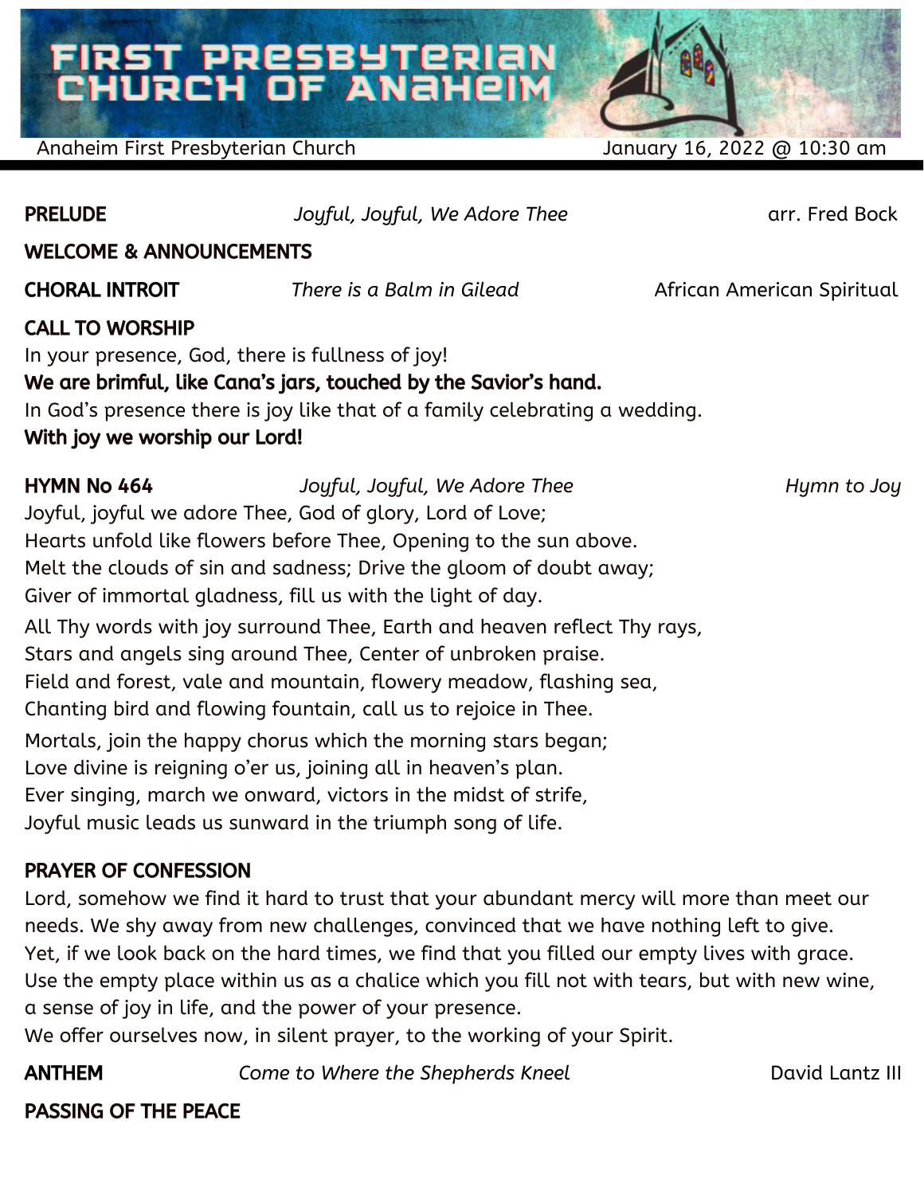# FIRST PRESBYTERIAN CHURCH OF ANAHEIM

Anaheim First Presbyterian Church — January 16, 2022 @ 10:30 am

**PRELUDE** — *Joyful, Joyful, We Adore Thee* — arr. Fred Bock

**WELCOME & ANNOUNCEMENTS**

**CHORAL INTROIT** — *There is a Balm in Gilead* — African American Spiritual

**CALL TO WORSHIP**

In your presence, God, there is fullness of joy!
**We are brimful, like Cana's jars, touched by the Savior's hand.**
In God's presence there is joy like that of a family celebrating a wedding.
**With joy we worship our Lord!**

**HYMN No 464** — *Joyful, Joyful, We Adore Thee* — *Hymn to Joy*

Joyful, joyful we adore Thee, God of glory, Lord of Love;
Hearts unfold like flowers before Thee, Opening to the sun above.
Melt the clouds of sin and sadness; Drive the gloom of doubt away;
Giver of immortal gladness, fill us with the light of day.

All Thy words with joy surround Thee, Earth and heaven reflect Thy rays,
Stars and angels sing around Thee, Center of unbroken praise.
Field and forest, vale and mountain, flowery meadow, flashing sea,
Chanting bird and flowing fountain, call us to rejoice in Thee.

Mortals, join the happy chorus which the morning stars began;
Love divine is reigning o'er us, joining all in heaven's plan.
Ever singing, march we onward, victors in the midst of strife,
Joyful music leads us sunward in the triumph song of life.

**PRAYER OF CONFESSION**

Lord, somehow we find it hard to trust that your abundant mercy will more than meet our needs. We shy away from new challenges, convinced that we have nothing left to give. Yet, if we look back on the hard times, we find that you filled our empty lives with grace. Use the empty place within us as a chalice which you fill not with tears, but with new wine, a sense of joy in life, and the power of your presence.
We offer ourselves now, in silent prayer, to the working of your Spirit.

**ANTHEM** — *Come to Where the Shepherds Kneel* — David Lantz III

**PASSING OF THE PEACE**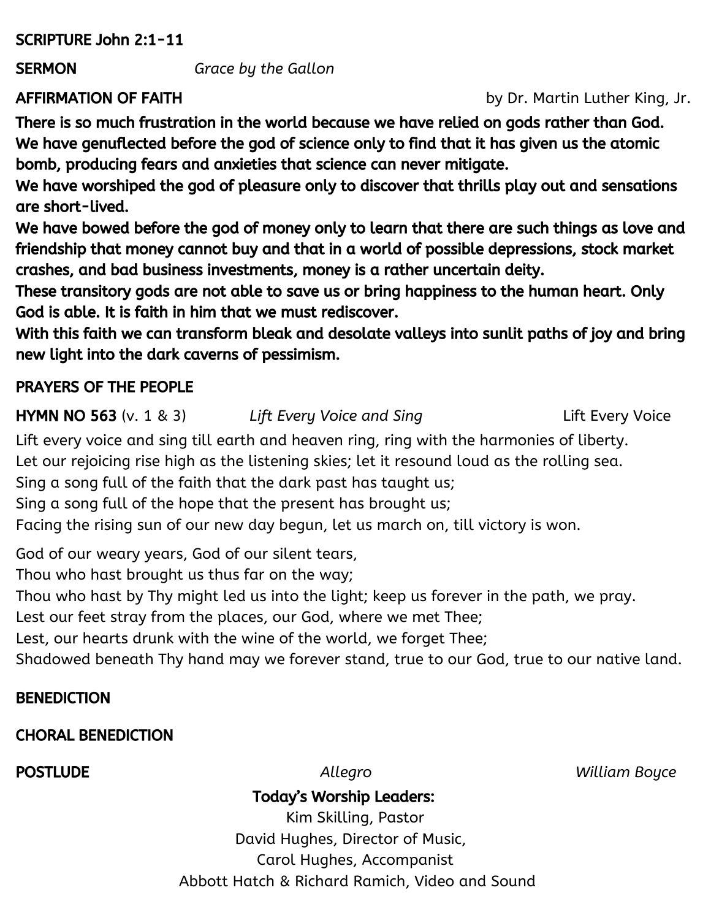**SCRIPTURE** John 2:1-11

**SERMON** *Grace by the Gallon*

**AFFIRMATION OF FAITH** by Dr. Martin Luther King, Jr.

**There is so much frustration in the world because we have relied on gods rather than God.**
**We have genuflected before the god of science only to find that it has given us the atomic bomb, producing fears and anxieties that science can never mitigate.**
**We have worshiped the god of pleasure only to discover that thrills play out and sensations are short-lived.**
**We have bowed before the god of money only to learn that there are such things as love and friendship that money cannot buy and that in a world of possible depressions, stock market crashes, and bad business investments, money is a rather uncertain deity.**
**These transitory gods are not able to save us or bring happiness to the human heart. Only God is able. It is faith in him that we must rediscover.**
**With this faith we can transform bleak and desolate valleys into sunlit paths of joy and bring new light into the dark caverns of pessimism.**

**PRAYERS OF THE PEOPLE**

**HYMN NO 563** (v. 1 & 3) *Lift Every Voice and Sing* Lift Every Voice

Lift every voice and sing till earth and heaven ring, ring with the harmonies of liberty.
Let our rejoicing rise high as the listening skies; let it resound loud as the rolling sea.
Sing a song full of the faith that the dark past has taught us;
Sing a song full of the hope that the present has brought us;
Facing the rising sun of our new day begun, let us march on, till victory is won.

God of our weary years, God of our silent tears,
Thou who hast brought us thus far on the way;
Thou who hast by Thy might led us into the light; keep us forever in the path, we pray.
Lest our feet stray from the places, our God, where we met Thee;
Lest, our hearts drunk with the wine of the world, we forget Thee;
Shadowed beneath Thy hand may we forever stand, true to our God, true to our native land.

**BENEDICTION**

**CHORAL BENEDICTION**

**POSTLUDE** *Allegro* *William Boyce*

**Today's Worship Leaders:**
Kim Skilling, Pastor
David Hughes, Director of Music,
Carol Hughes, Accompanist
Abbott Hatch & Richard Ramich, Video and Sound